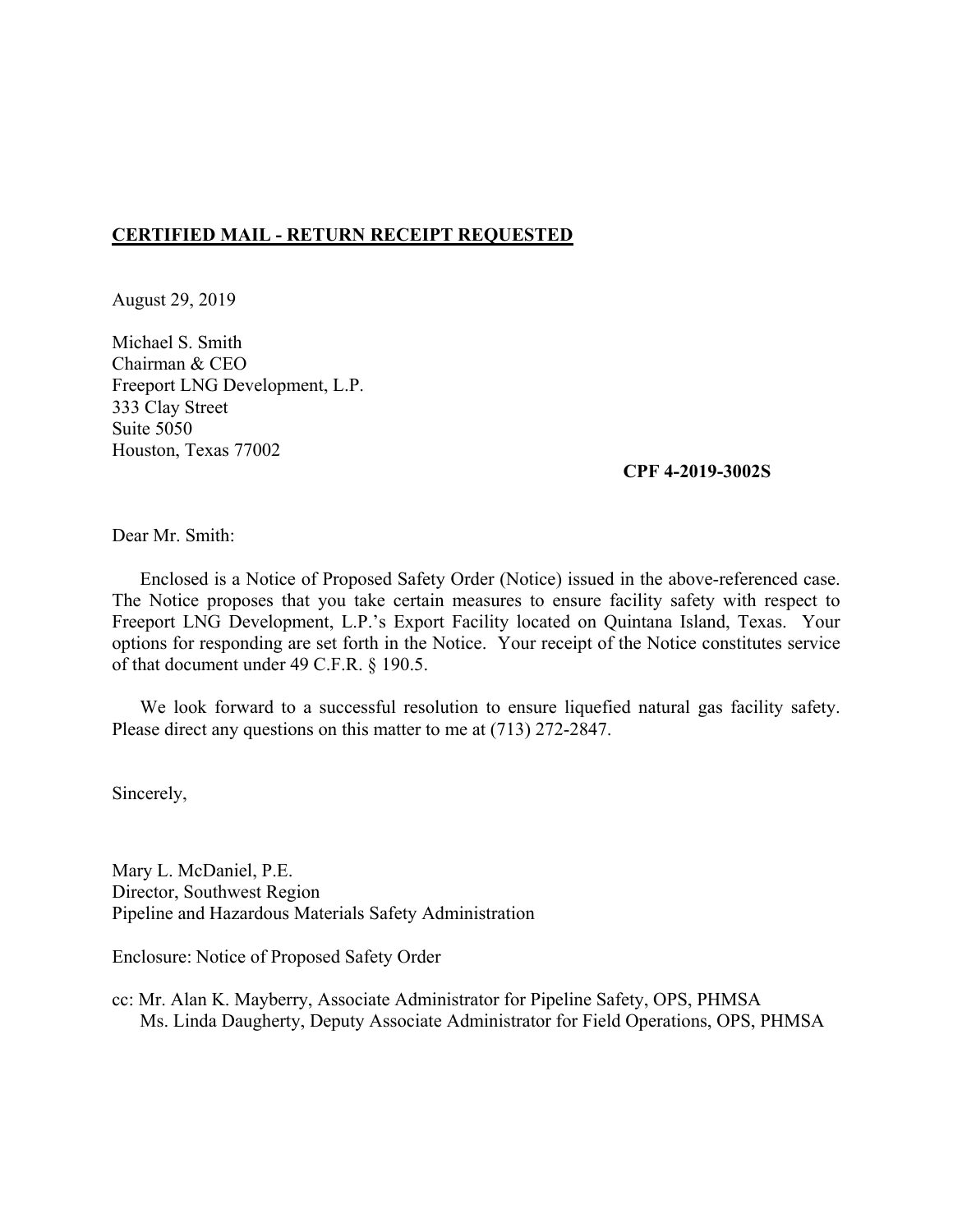**CERTIFIED MAIL - RETURN RECEIPT REQUESTED**

August 29, 2019

Michael S. Smith
Chairman & CEO
Freeport LNG Development, L.P.
333 Clay Street
Suite 5050
Houston, Texas 77002

**CPF 4-2019-3002S**

Dear Mr. Smith:

Enclosed is a Notice of Proposed Safety Order (Notice) issued in the above-referenced case. The Notice proposes that you take certain measures to ensure facility safety with respect to Freeport LNG Development, L.P.'s Export Facility located on Quintana Island, Texas. Your options for responding are set forth in the Notice. Your receipt of the Notice constitutes service of that document under 49 C.F.R. § 190.5.

We look forward to a successful resolution to ensure liquefied natural gas facility safety. Please direct any questions on this matter to me at (713) 272-2847.

Sincerely,

Mary L. McDaniel, P.E.
Director, Southwest Region
Pipeline and Hazardous Materials Safety Administration

Enclosure: Notice of Proposed Safety Order

cc: Mr. Alan K. Mayberry, Associate Administrator for Pipeline Safety, OPS, PHMSA
Ms. Linda Daugherty, Deputy Associate Administrator for Field Operations, OPS, PHMSA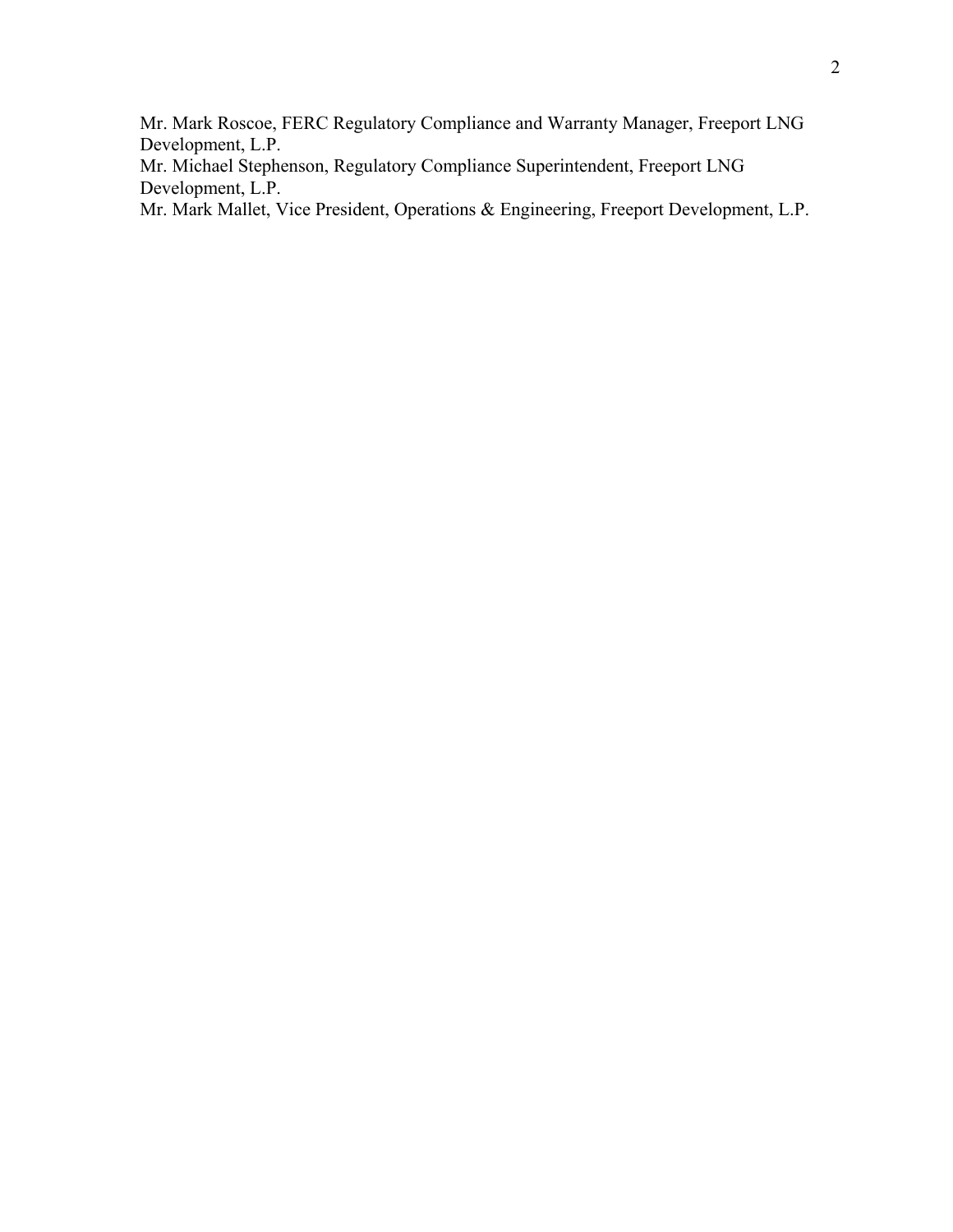Mr. Mark Roscoe, FERC Regulatory Compliance and Warranty Manager, Freeport LNG Development, L.P.
Mr. Michael Stephenson, Regulatory Compliance Superintendent, Freeport LNG Development, L.P.
Mr. Mark Mallet, Vice President, Operations & Engineering, Freeport Development, L.P.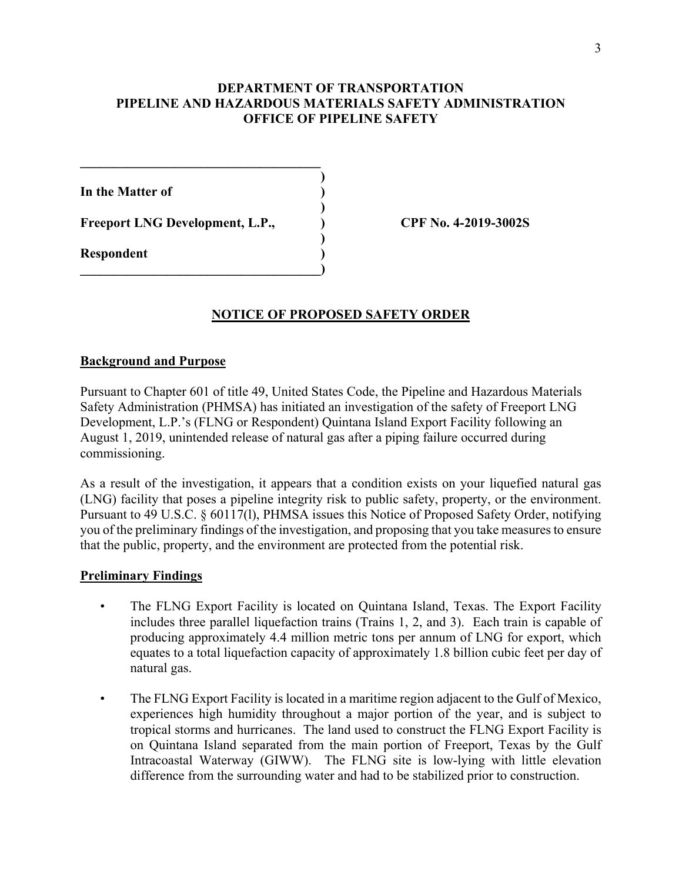**DEPARTMENT OF TRANSPORTATION**
**PIPELINE AND HAZARDOUS MATERIALS SAFETY ADMINISTRATION**
**OFFICE OF PIPELINE SAFETY**

**In the Matter of**

**Freeport LNG Development, L.P.,** **CPF No. 4-2019-3002S**

**Respondent**

## NOTICE OF PROPOSED SAFETY ORDER

### Background and Purpose

Pursuant to Chapter 601 of title 49, United States Code, the Pipeline and Hazardous Materials Safety Administration (PHMSA) has initiated an investigation of the safety of Freeport LNG Development, L.P.'s (FLNG or Respondent) Quintana Island Export Facility following an August 1, 2019, unintended release of natural gas after a piping failure occurred during commissioning.

As a result of the investigation, it appears that a condition exists on your liquefied natural gas (LNG) facility that poses a pipeline integrity risk to public safety, property, or the environment. Pursuant to 49 U.S.C. § 60117(l), PHMSA issues this Notice of Proposed Safety Order, notifying you of the preliminary findings of the investigation, and proposing that you take measures to ensure that the public, property, and the environment are protected from the potential risk.

### Preliminary Findings

- The FLNG Export Facility is located on Quintana Island, Texas. The Export Facility includes three parallel liquefaction trains (Trains 1, 2, and 3). Each train is capable of producing approximately 4.4 million metric tons per annum of LNG for export, which equates to a total liquefaction capacity of approximately 1.8 billion cubic feet per day of natural gas.

- The FLNG Export Facility is located in a maritime region adjacent to the Gulf of Mexico, experiences high humidity throughout a major portion of the year, and is subject to tropical storms and hurricanes. The land used to construct the FLNG Export Facility is on Quintana Island separated from the main portion of Freeport, Texas by the Gulf Intracoastal Waterway (GIWW). The FLNG site is low-lying with little elevation difference from the surrounding water and had to be stabilized prior to construction.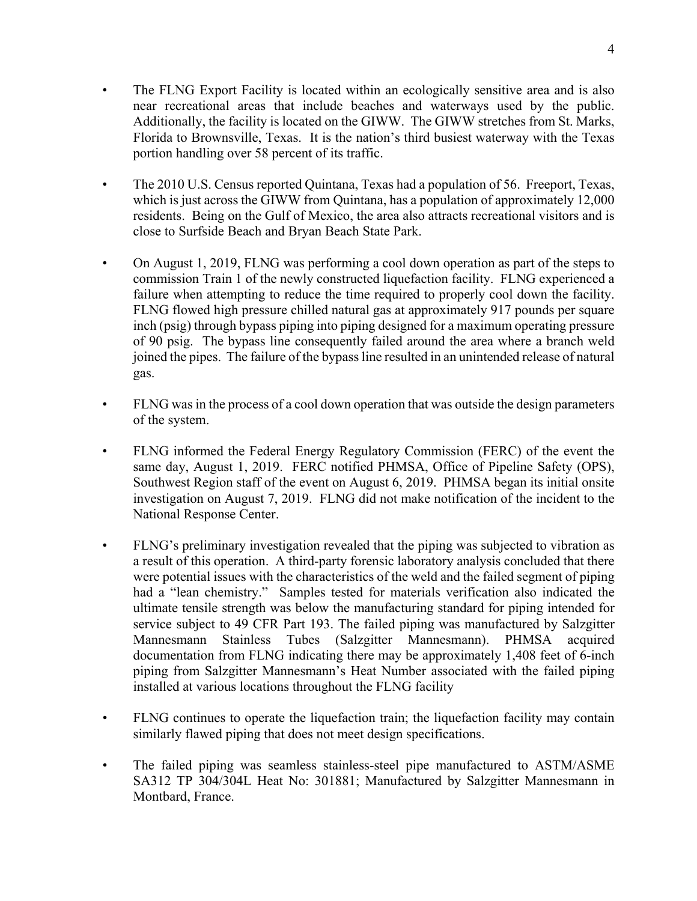- The FLNG Export Facility is located within an ecologically sensitive area and is also near recreational areas that include beaches and waterways used by the public. Additionally, the facility is located on the GIWW. The GIWW stretches from St. Marks, Florida to Brownsville, Texas. It is the nation's third busiest waterway with the Texas portion handling over 58 percent of its traffic.

- The 2010 U.S. Census reported Quintana, Texas had a population of 56. Freeport, Texas, which is just across the GIWW from Quintana, has a population of approximately 12,000 residents. Being on the Gulf of Mexico, the area also attracts recreational visitors and is close to Surfside Beach and Bryan Beach State Park.

- On August 1, 2019, FLNG was performing a cool down operation as part of the steps to commission Train 1 of the newly constructed liquefaction facility. FLNG experienced a failure when attempting to reduce the time required to properly cool down the facility. FLNG flowed high pressure chilled natural gas at approximately 917 pounds per square inch (psig) through bypass piping into piping designed for a maximum operating pressure of 90 psig. The bypass line consequently failed around the area where a branch weld joined the pipes. The failure of the bypass line resulted in an unintended release of natural gas.

- FLNG was in the process of a cool down operation that was outside the design parameters of the system.

- FLNG informed the Federal Energy Regulatory Commission (FERC) of the event the same day, August 1, 2019. FERC notified PHMSA, Office of Pipeline Safety (OPS), Southwest Region staff of the event on August 6, 2019. PHMSA began its initial onsite investigation on August 7, 2019. FLNG did not make notification of the incident to the National Response Center.

- FLNG's preliminary investigation revealed that the piping was subjected to vibration as a result of this operation. A third-party forensic laboratory analysis concluded that there were potential issues with the characteristics of the weld and the failed segment of piping had a "lean chemistry." Samples tested for materials verification also indicated the ultimate tensile strength was below the manufacturing standard for piping intended for service subject to 49 CFR Part 193. The failed piping was manufactured by Salzgitter Mannesmann Stainless Tubes (Salzgitter Mannesmann). PHMSA acquired documentation from FLNG indicating there may be approximately 1,408 feet of 6-inch piping from Salzgitter Mannesmann's Heat Number associated with the failed piping installed at various locations throughout the FLNG facility

- FLNG continues to operate the liquefaction train; the liquefaction facility may contain similarly flawed piping that does not meet design specifications.

- The failed piping was seamless stainless-steel pipe manufactured to ASTM/ASME SA312 TP 304/304L Heat No: 301881; Manufactured by Salzgitter Mannesmann in Montbard, France.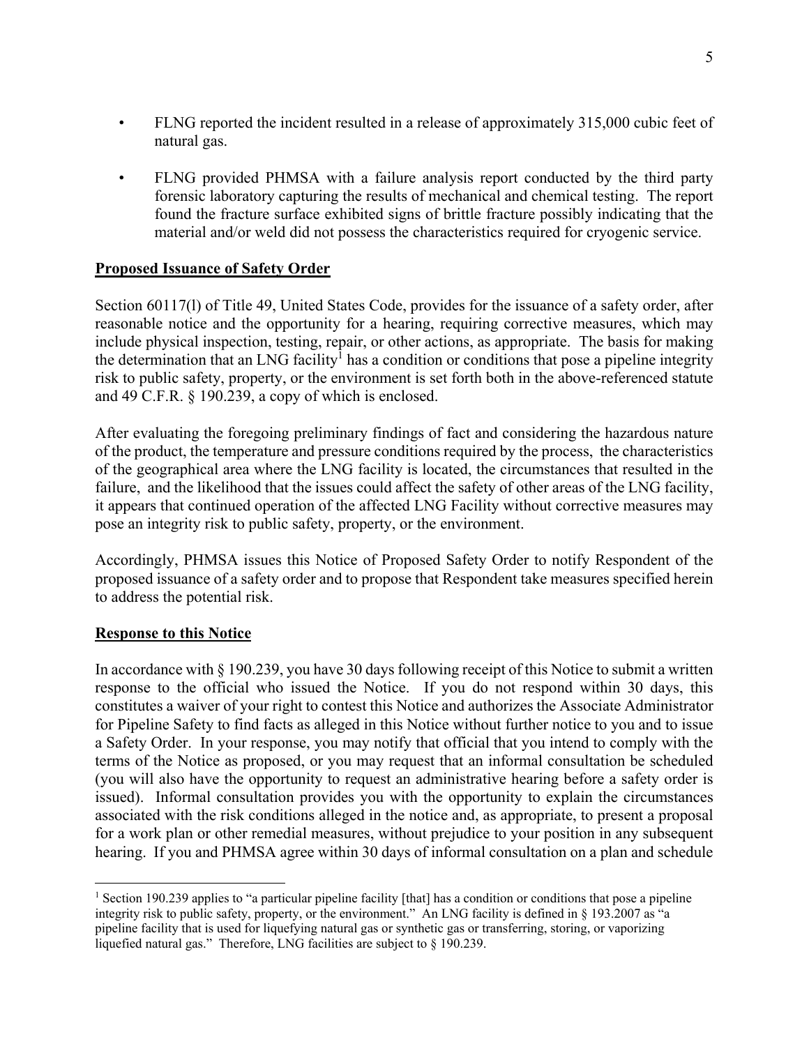- FLNG reported the incident resulted in a release of approximately 315,000 cubic feet of natural gas.

- FLNG provided PHMSA with a failure analysis report conducted by the third party forensic laboratory capturing the results of mechanical and chemical testing. The report found the fracture surface exhibited signs of brittle fracture possibly indicating that the material and/or weld did not possess the characteristics required for cryogenic service.

**Proposed Issuance of Safety Order**

Section 60117(l) of Title 49, United States Code, provides for the issuance of a safety order, after reasonable notice and the opportunity for a hearing, requiring corrective measures, which may include physical inspection, testing, repair, or other actions, as appropriate. The basis for making the determination that an LNG facility[1] has a condition or conditions that pose a pipeline integrity risk to public safety, property, or the environment is set forth both in the above-referenced statute and 49 C.F.R. § 190.239, a copy of which is enclosed.

After evaluating the foregoing preliminary findings of fact and considering the hazardous nature of the product, the temperature and pressure conditions required by the process, the characteristics of the geographical area where the LNG facility is located, the circumstances that resulted in the failure, and the likelihood that the issues could affect the safety of other areas of the LNG facility, it appears that continued operation of the affected LNG Facility without corrective measures may pose an integrity risk to public safety, property, or the environment.

Accordingly, PHMSA issues this Notice of Proposed Safety Order to notify Respondent of the proposed issuance of a safety order and to propose that Respondent take measures specified herein to address the potential risk.

**Response to this Notice**

In accordance with § 190.239, you have 30 days following receipt of this Notice to submit a written response to the official who issued the Notice. If you do not respond within 30 days, this constitutes a waiver of your right to contest this Notice and authorizes the Associate Administrator for Pipeline Safety to find facts as alleged in this Notice without further notice to you and to issue a Safety Order. In your response, you may notify that official that you intend to comply with the terms of the Notice as proposed, or you may request that an informal consultation be scheduled (you will also have the opportunity to request an administrative hearing before a safety order is issued). Informal consultation provides you with the opportunity to explain the circumstances associated with the risk conditions alleged in the notice and, as appropriate, to present a proposal for a work plan or other remedial measures, without prejudice to your position in any subsequent hearing. If you and PHMSA agree within 30 days of informal consultation on a plan and schedule

[1] Section 190.239 applies to "a particular pipeline facility [that] has a condition or conditions that pose a pipeline integrity risk to public safety, property, or the environment." An LNG facility is defined in § 193.2007 as "a pipeline facility that is used for liquefying natural gas or synthetic gas or transferring, storing, or vaporizing liquefied natural gas." Therefore, LNG facilities are subject to § 190.239.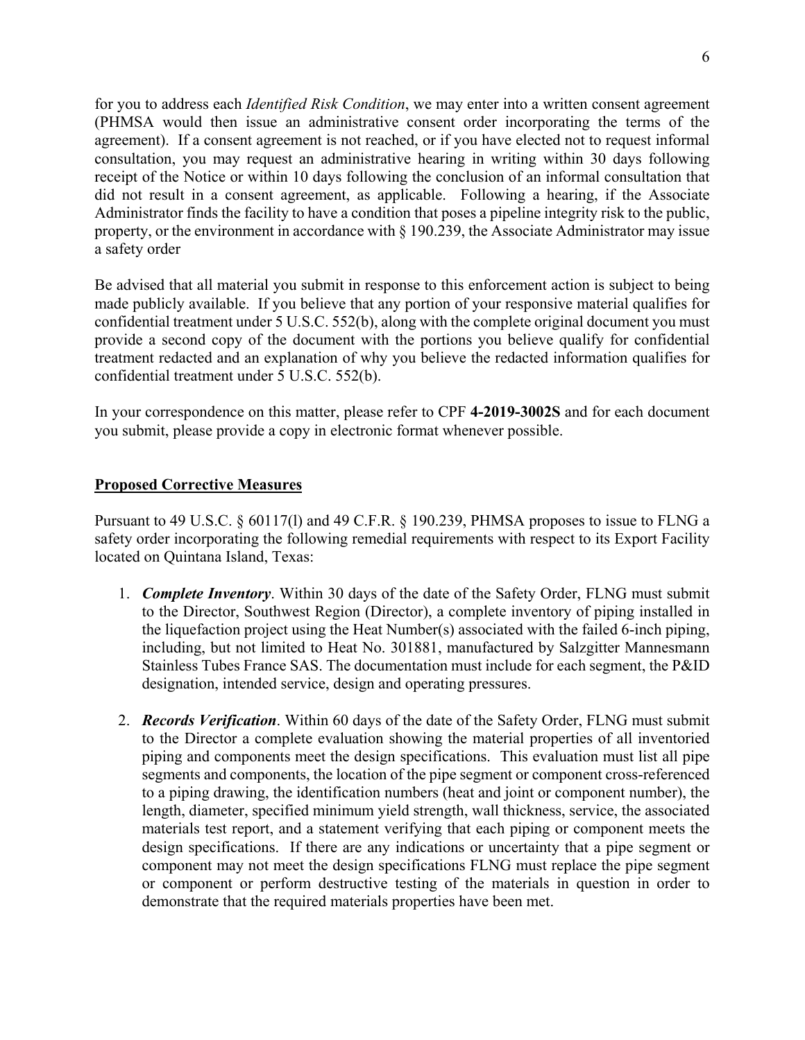for you to address each *Identified Risk Condition*, we may enter into a written consent agreement (PHMSA would then issue an administrative consent order incorporating the terms of the agreement). If a consent agreement is not reached, or if you have elected not to request informal consultation, you may request an administrative hearing in writing within 30 days following receipt of the Notice or within 10 days following the conclusion of an informal consultation that did not result in a consent agreement, as applicable. Following a hearing, if the Associate Administrator finds the facility to have a condition that poses a pipeline integrity risk to the public, property, or the environment in accordance with § 190.239, the Associate Administrator may issue a safety order

Be advised that all material you submit in response to this enforcement action is subject to being made publicly available. If you believe that any portion of your responsive material qualifies for confidential treatment under 5 U.S.C. 552(b), along with the complete original document you must provide a second copy of the document with the portions you believe qualify for confidential treatment redacted and an explanation of why you believe the redacted information qualifies for confidential treatment under 5 U.S.C. 552(b).

In your correspondence on this matter, please refer to CPF **4-2019-3002S** and for each document you submit, please provide a copy in electronic format whenever possible.

## Proposed Corrective Measures

Pursuant to 49 U.S.C. § 60117(l) and 49 C.F.R. § 190.239, PHMSA proposes to issue to FLNG a safety order incorporating the following remedial requirements with respect to its Export Facility located on Quintana Island, Texas:

1. ***Complete Inventory***. Within 30 days of the date of the Safety Order, FLNG must submit to the Director, Southwest Region (Director), a complete inventory of piping installed in the liquefaction project using the Heat Number(s) associated with the failed 6-inch piping, including, but not limited to Heat No. 301881, manufactured by Salzgitter Mannesmann Stainless Tubes France SAS. The documentation must include for each segment, the P&ID designation, intended service, design and operating pressures.

2. ***Records Verification***. Within 60 days of the date of the Safety Order, FLNG must submit to the Director a complete evaluation showing the material properties of all inventoried piping and components meet the design specifications. This evaluation must list all pipe segments and components, the location of the pipe segment or component cross-referenced to a piping drawing, the identification numbers (heat and joint or component number), the length, diameter, specified minimum yield strength, wall thickness, service, the associated materials test report, and a statement verifying that each piping or component meets the design specifications. If there are any indications or uncertainty that a pipe segment or component may not meet the design specifications FLNG must replace the pipe segment or component or perform destructive testing of the materials in question in order to demonstrate that the required materials properties have been met.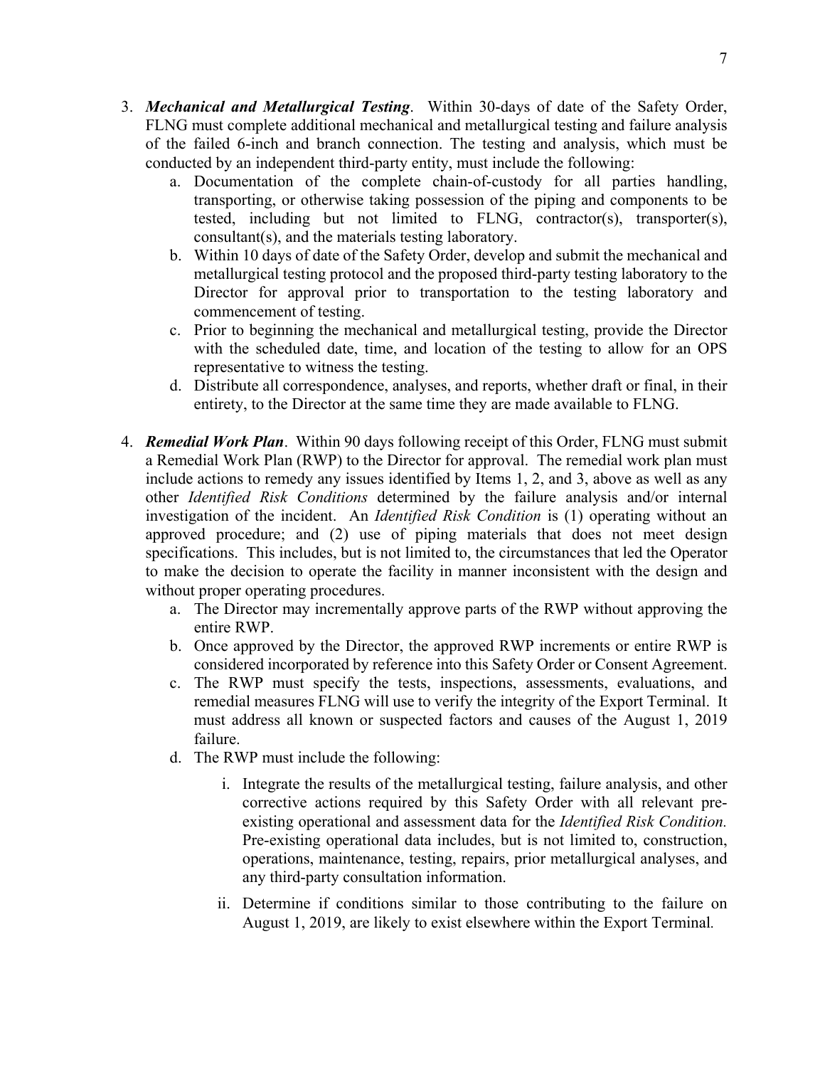3. ***Mechanical and Metallurgical Testing***. Within 30-days of date of the Safety Order, FLNG must complete additional mechanical and metallurgical testing and failure analysis of the failed 6-inch and branch connection. The testing and analysis, which must be conducted by an independent third-party entity, must include the following:
    a. Documentation of the complete chain-of-custody for all parties handling, transporting, or otherwise taking possession of the piping and components to be tested, including but not limited to FLNG, contractor(s), transporter(s), consultant(s), and the materials testing laboratory.
    b. Within 10 days of date of the Safety Order, develop and submit the mechanical and metallurgical testing protocol and the proposed third-party testing laboratory to the Director for approval prior to transportation to the testing laboratory and commencement of testing.
    c. Prior to beginning the mechanical and metallurgical testing, provide the Director with the scheduled date, time, and location of the testing to allow for an OPS representative to witness the testing.
    d. Distribute all correspondence, analyses, and reports, whether draft or final, in their entirety, to the Director at the same time they are made available to FLNG.

4. ***Remedial Work Plan***. Within 90 days following receipt of this Order, FLNG must submit a Remedial Work Plan (RWP) to the Director for approval. The remedial work plan must include actions to remedy any issues identified by Items 1, 2, and 3, above as well as any other *Identified Risk Conditions* determined by the failure analysis and/or internal investigation of the incident. An *Identified Risk Condition* is (1) operating without an approved procedure; and (2) use of piping materials that does not meet design specifications. This includes, but is not limited to, the circumstances that led the Operator to make the decision to operate the facility in manner inconsistent with the design and without proper operating procedures.
    a. The Director may incrementally approve parts of the RWP without approving the entire RWP.
    b. Once approved by the Director, the approved RWP increments or entire RWP is considered incorporated by reference into this Safety Order or Consent Agreement.
    c. The RWP must specify the tests, inspections, assessments, evaluations, and remedial measures FLNG will use to verify the integrity of the Export Terminal. It must address all known or suspected factors and causes of the August 1, 2019 failure.
    d. The RWP must include the following:
        i. Integrate the results of the metallurgical testing, failure analysis, and other corrective actions required by this Safety Order with all relevant pre-existing operational and assessment data for the *Identified Risk Condition.* Pre-existing operational data includes, but is not limited to, construction, operations, maintenance, testing, repairs, prior metallurgical analyses, and any third-party consultation information.
        ii. Determine if conditions similar to those contributing to the failure on August 1, 2019, are likely to exist elsewhere within the Export Terminal.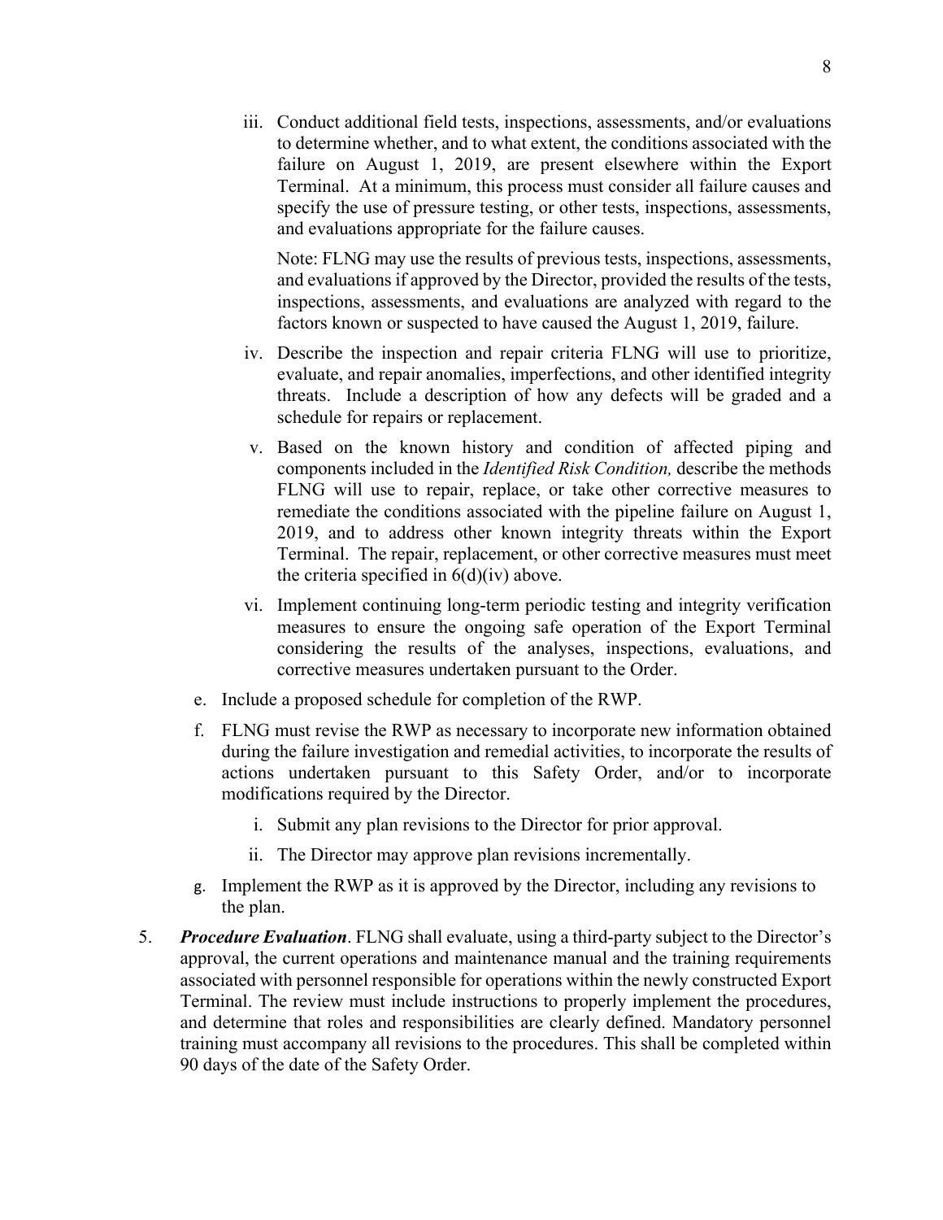iii. Conduct additional field tests, inspections, assessments, and/or evaluations to determine whether, and to what extent, the conditions associated with the failure on August 1, 2019, are present elsewhere within the Export Terminal. At a minimum, this process must consider all failure causes and specify the use of pressure testing, or other tests, inspections, assessments, and evaluations appropriate for the failure causes.

   Note: FLNG may use the results of previous tests, inspections, assessments, and evaluations if approved by the Director, provided the results of the tests, inspections, assessments, and evaluations are analyzed with regard to the factors known or suspected to have caused the August 1, 2019, failure.

iv. Describe the inspection and repair criteria FLNG will use to prioritize, evaluate, and repair anomalies, imperfections, and other identified integrity threats. Include a description of how any defects will be graded and a schedule for repairs or replacement.

v. Based on the known history and condition of affected piping and components included in the *Identified Risk Condition,* describe the methods FLNG will use to repair, replace, or take other corrective measures to remediate the conditions associated with the pipeline failure on August 1, 2019, and to address other known integrity threats within the Export Terminal. The repair, replacement, or other corrective measures must meet the criteria specified in 6(d)(iv) above.

vi. Implement continuing long-term periodic testing and integrity verification measures to ensure the ongoing safe operation of the Export Terminal considering the results of the analyses, inspections, evaluations, and corrective measures undertaken pursuant to the Order.

e. Include a proposed schedule for completion of the RWP.

f. FLNG must revise the RWP as necessary to incorporate new information obtained during the failure investigation and remedial activities, to incorporate the results of actions undertaken pursuant to this Safety Order, and/or to incorporate modifications required by the Director.

   i. Submit any plan revisions to the Director for prior approval.

   ii. The Director may approve plan revisions incrementally.

g. Implement the RWP as it is approved by the Director, including any revisions to the plan.

5. ***Procedure Evaluation***. FLNG shall evaluate, using a third-party subject to the Director's approval, the current operations and maintenance manual and the training requirements associated with personnel responsible for operations within the newly constructed Export Terminal. The review must include instructions to properly implement the procedures, and determine that roles and responsibilities are clearly defined. Mandatory personnel training must accompany all revisions to the procedures. This shall be completed within 90 days of the date of the Safety Order.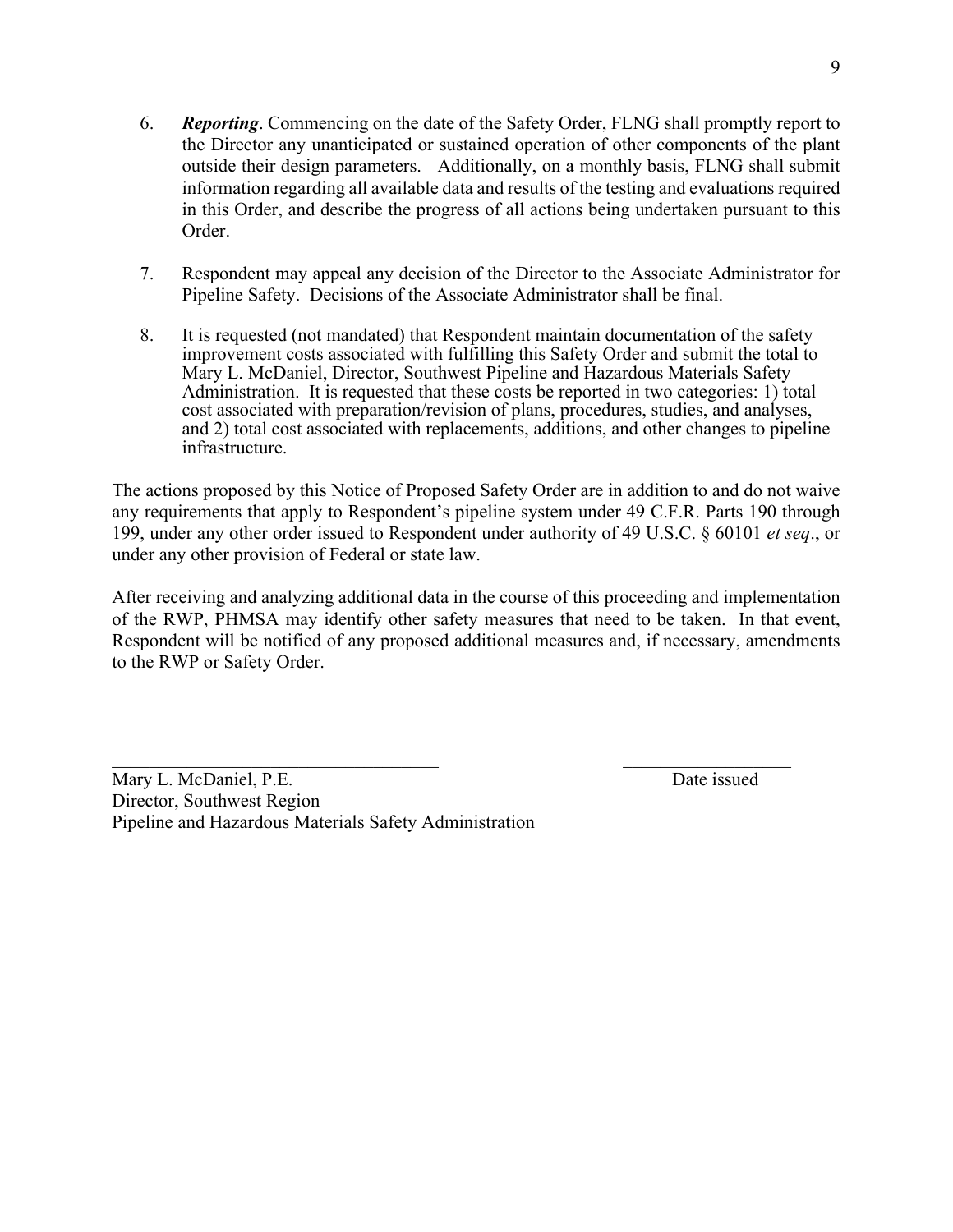6. ***Reporting***. Commencing on the date of the Safety Order, FLNG shall promptly report to the Director any unanticipated or sustained operation of other components of the plant outside their design parameters. Additionally, on a monthly basis, FLNG shall submit information regarding all available data and results of the testing and evaluations required in this Order, and describe the progress of all actions being undertaken pursuant to this Order.

7. Respondent may appeal any decision of the Director to the Associate Administrator for Pipeline Safety. Decisions of the Associate Administrator shall be final.

8. It is requested (not mandated) that Respondent maintain documentation of the safety improvement costs associated with fulfilling this Safety Order and submit the total to Mary L. McDaniel, Director, Southwest Pipeline and Hazardous Materials Safety Administration. It is requested that these costs be reported in two categories: 1) total cost associated with preparation/revision of plans, procedures, studies, and analyses, and 2) total cost associated with replacements, additions, and other changes to pipeline infrastructure.

The actions proposed by this Notice of Proposed Safety Order are in addition to and do not waive any requirements that apply to Respondent's pipeline system under 49 C.F.R. Parts 190 through 199, under any other order issued to Respondent under authority of 49 U.S.C. § 60101 *et seq*., or under any other provision of Federal or state law.

After receiving and analyzing additional data in the course of this proceeding and implementation of the RWP, PHMSA may identify other safety measures that need to be taken. In that event, Respondent will be notified of any proposed additional measures and, if necessary, amendments to the RWP or Safety Order.

\_\_\_\_\_\_\_\_\_\_\_\_\_\_\_\_\_\_\_\_\_\_\_\_\_\_\_\_\_\_\_\_\_\_\_\_ \_\_\_\_\_\_\_\_\_\_\_\_\_\_\_\_\_\_\_

Mary L. McDaniel, P.E. Date issued

Director, Southwest Region

Pipeline and Hazardous Materials Safety Administration